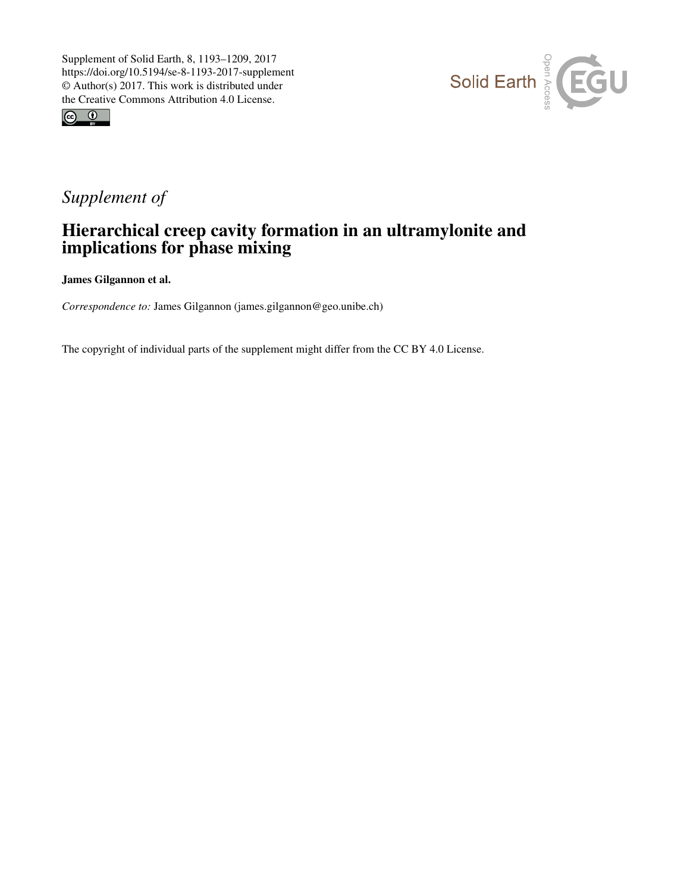Supplement of Solid Earth, 8, 1193–1209, 2017
https://doi.org/10.5194/se-8-1193-2017-supplement
© Author(s) 2017. This work is distributed under
the Creative Commons Attribution 4.0 License.

*Supplement of*

# Hierarchical creep cavity formation in an ultramylonite and implications for phase mixing

**James Gilgannon et al.**

*Correspondence to:* James Gilgannon (james.gilgannon@geo.unibe.ch)

The copyright of individual parts of the supplement might differ from the CC BY 4.0 License.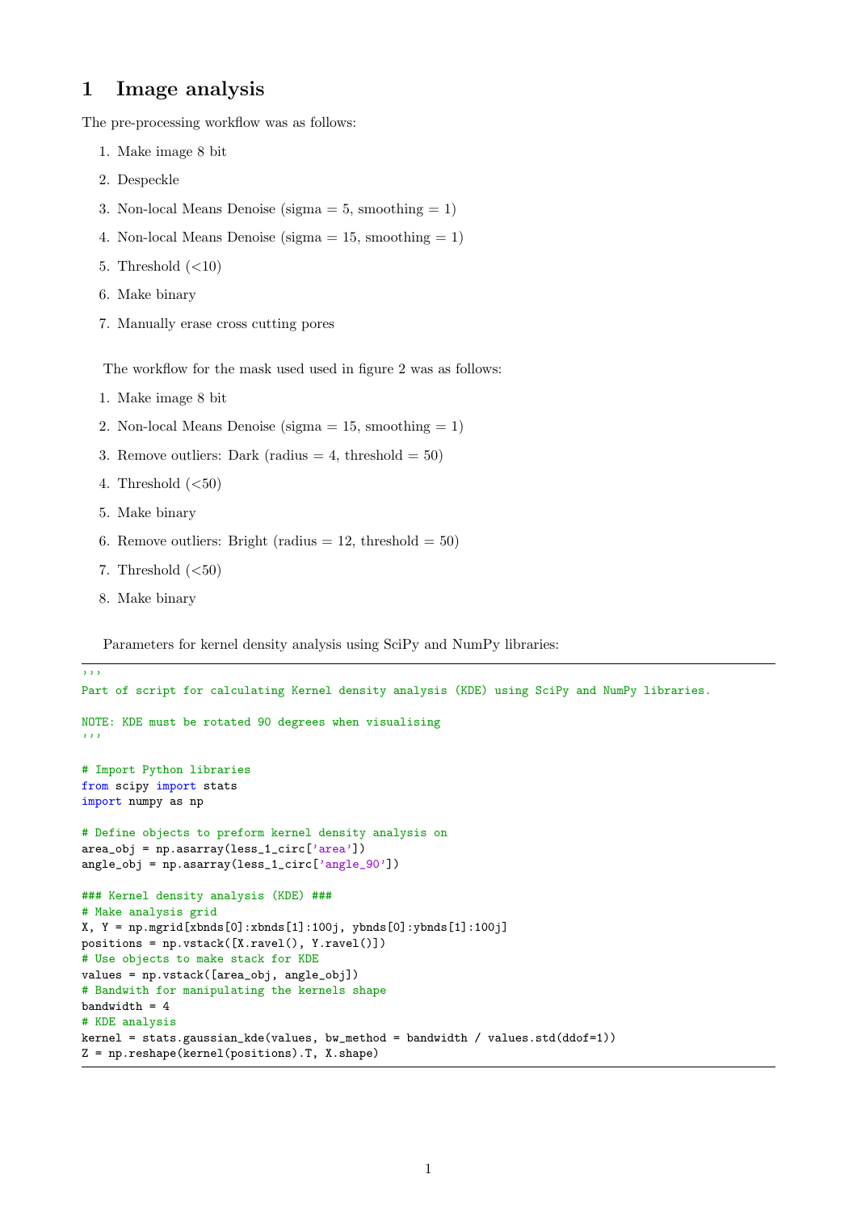# 1 Image analysis

The pre-processing workflow was as follows:

1. Make image 8 bit
2. Despeckle
3. Non-local Means Denoise (sigma = 5, smoothing = 1)
4. Non-local Means Denoise (sigma = 15, smoothing = 1)
5. Threshold (<10)
6. Make binary
7. Manually erase cross cutting pores

The workflow for the mask used used in figure 2 was as follows:

1. Make image 8 bit
2. Non-local Means Denoise (sigma = 15, smoothing = 1)
3. Remove outliers: Dark (radius = 4, threshold = 50)
4. Threshold (<50)
5. Make binary
6. Remove outliers: Bright (radius = 12, threshold = 50)
7. Threshold (<50)
8. Make binary

Parameters for kernel density analysis using SciPy and NumPy libraries:

```
'''
Part of script for calculating Kernel density analysis (KDE) using SciPy and NumPy libraries.

NOTE: KDE must be rotated 90 degrees when visualising
'''

# Import Python libraries
from scipy import stats
import numpy as np

# Define objects to preform kernel density analysis on
area_obj = np.asarray(less_1_circ['area'])
angle_obj = np.asarray(less_1_circ['angle_90'])

### Kernel density analysis (KDE) ###
# Make analysis grid
X, Y = np.mgrid[xbnds[0]:xbnds[1]:100j, ybnds[0]:ybnds[1]:100j]
positions = np.vstack([X.ravel(), Y.ravel()])
# Use objects to make stack for KDE
values = np.vstack([area_obj, angle_obj])
# Bandwith for manipulating the kernels shape
bandwidth = 4
# KDE analysis
kernel = stats.gaussian_kde(values, bw_method = bandwidth / values.std(ddof=1))
Z = np.reshape(kernel(positions).T, X.shape)
```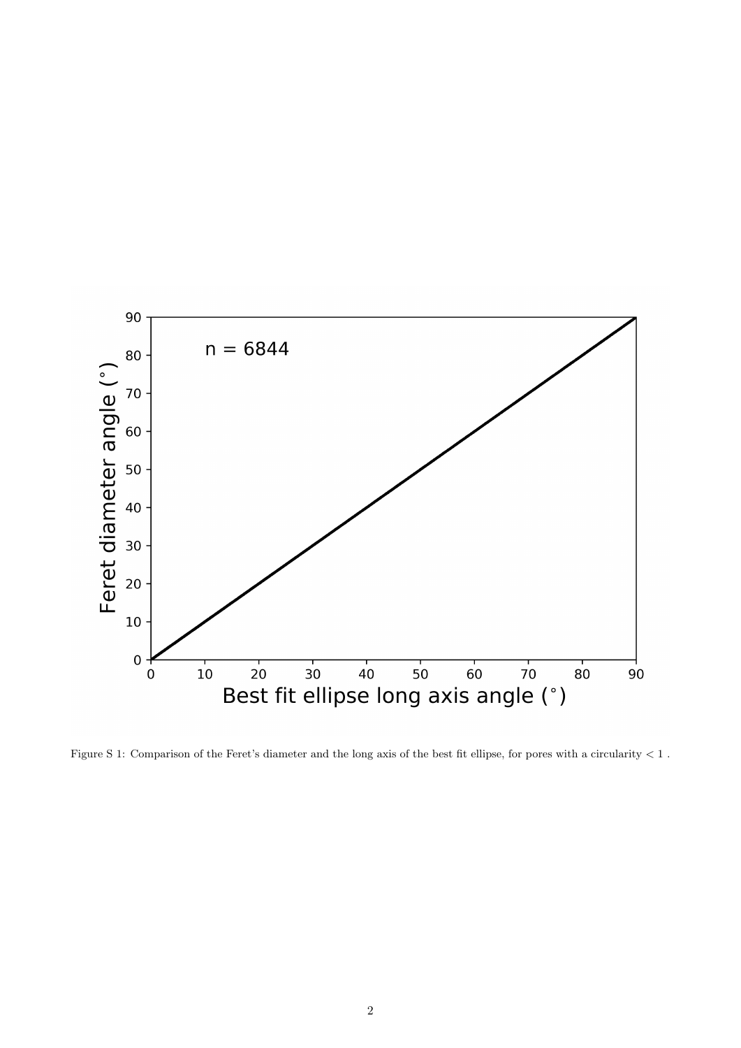n = 6844

Feret diameter angle (°)

Best fit ellipse long axis angle (°)

0
10
20
30
40
50
60
70
80
90

0
10
20
30
40
50
60
70
80
90

Figure S 1: Comparison of the Feret's diameter and the long axis of the best fit ellipse, for pores with a circularity $< 1$ .